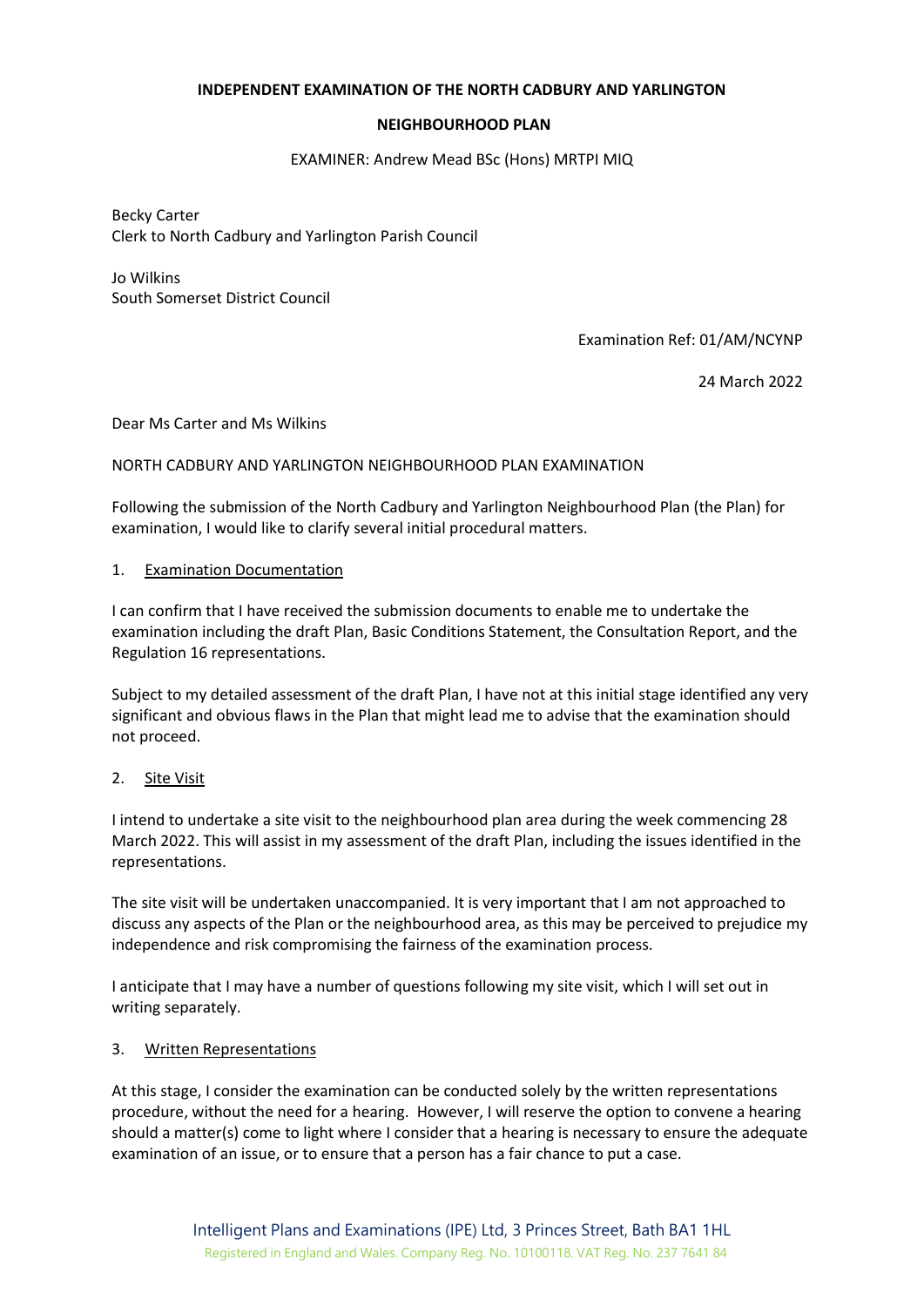**INDEPENDENT EXAMINATION OF THE NORTH CADBURY AND YARLINGTON**

**NEIGHBOURHOOD PLAN**

EXAMINER: Andrew Mead BSc (Hons) MRTPI MIQ

Becky Carter
Clerk to North Cadbury and Yarlington Parish Council

Jo Wilkins
South Somerset District Council

Examination Ref: 01/AM/NCYNP

24 March 2022

Dear Ms Carter and Ms Wilkins

NORTH CADBURY AND YARLINGTON NEIGHBOURHOOD PLAN EXAMINATION

Following the submission of the North Cadbury and Yarlington Neighbourhood Plan (the Plan) for examination, I would like to clarify several initial procedural matters.

1. Examination Documentation

I can confirm that I have received the submission documents to enable me to undertake the examination including the draft Plan, Basic Conditions Statement, the Consultation Report, and the Regulation 16 representations.

Subject to my detailed assessment of the draft Plan, I have not at this initial stage identified any very significant and obvious flaws in the Plan that might lead me to advise that the examination should not proceed.

2. Site Visit

I intend to undertake a site visit to the neighbourhood plan area during the week commencing 28 March 2022. This will assist in my assessment of the draft Plan, including the issues identified in the representations.

The site visit will be undertaken unaccompanied. It is very important that I am not approached to discuss any aspects of the Plan or the neighbourhood area, as this may be perceived to prejudice my independence and risk compromising the fairness of the examination process.

I anticipate that I may have a number of questions following my site visit, which I will set out in writing separately.

3. Written Representations

At this stage, I consider the examination can be conducted solely by the written representations procedure, without the need for a hearing. However, I will reserve the option to convene a hearing should a matter(s) come to light where I consider that a hearing is necessary to ensure the adequate examination of an issue, or to ensure that a person has a fair chance to put a case.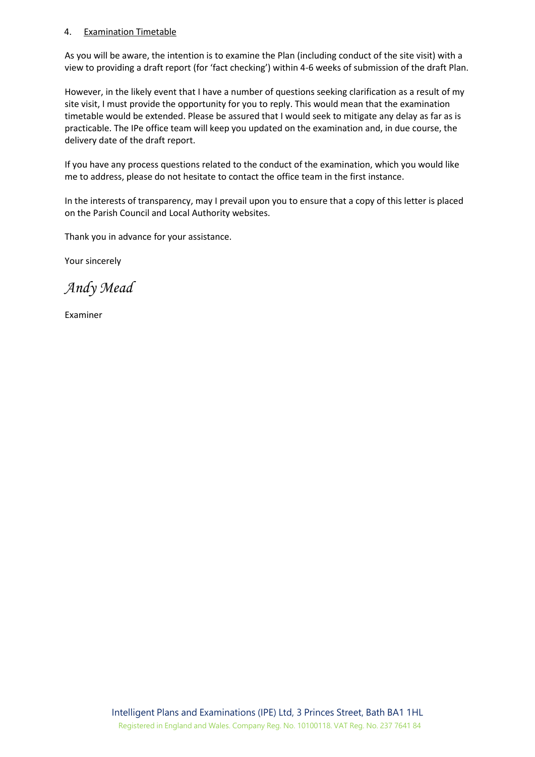4. Examination Timetable

As you will be aware, the intention is to examine the Plan (including conduct of the site visit) with a view to providing a draft report (for 'fact checking') within 4-6 weeks of submission of the draft Plan.

However, in the likely event that I have a number of questions seeking clarification as a result of my site visit, I must provide the opportunity for you to reply. This would mean that the examination timetable would be extended. Please be assured that I would seek to mitigate any delay as far as is practicable. The IPe office team will keep you updated on the examination and, in due course, the delivery date of the draft report.

If you have any process questions related to the conduct of the examination, which you would like me to address, please do not hesitate to contact the office team in the first instance.

In the interests of transparency, may I prevail upon you to ensure that a copy of this letter is placed on the Parish Council and Local Authority websites.

Thank you in advance for your assistance.

Your sincerely

*Andy Mead*

Examiner

Intelligent Plans and Examinations (IPE) Ltd, 3 Princes Street, Bath BA1 1HL
Registered in England and Wales. Company Reg. No. 10100118. VAT Reg. No. 237 7641 84